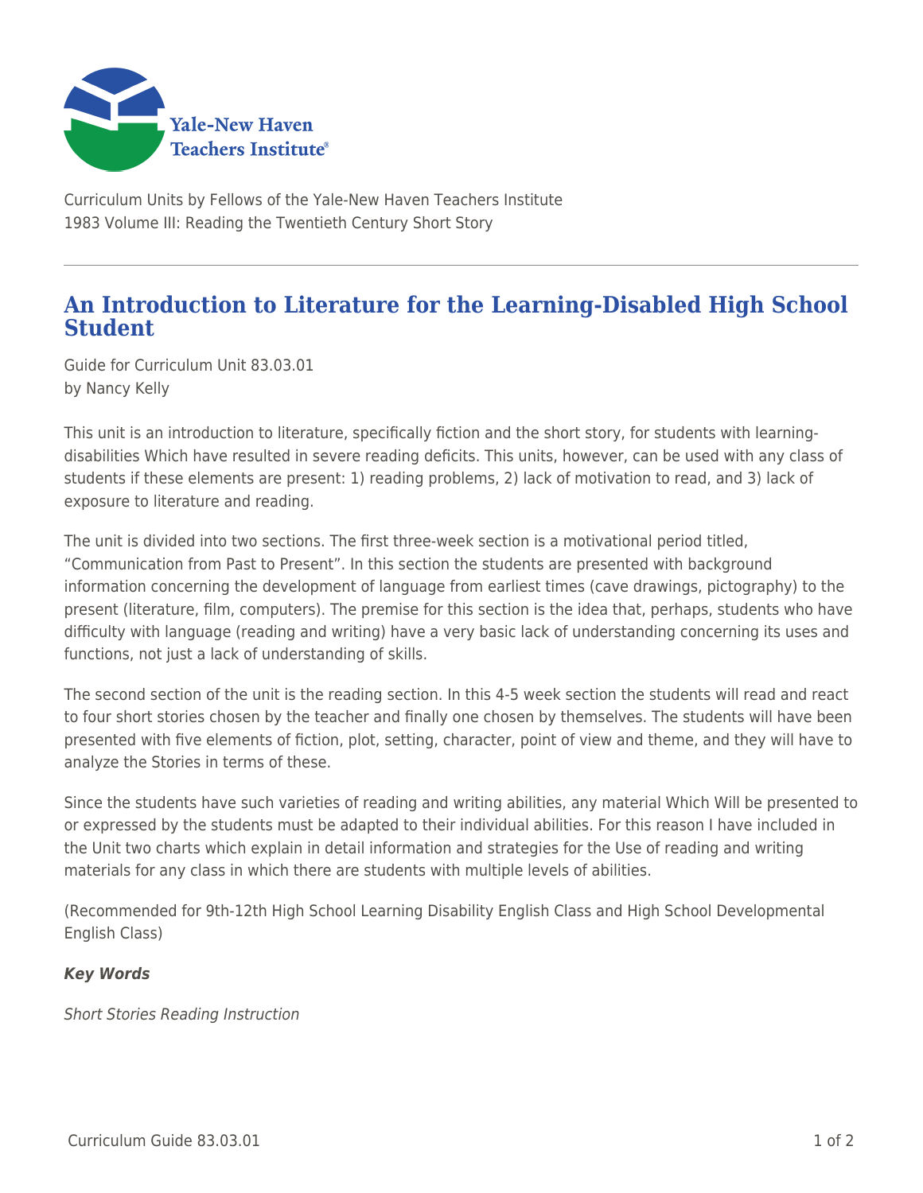Curriculum Units by Fellows of the Yale-New Haven Teachers Institute
1983 Volume III: Reading the Twentieth Century Short Story

# An Introduction to Literature for the Learning-Disabled High School Student

Guide for Curriculum Unit 83.03.01
by Nancy Kelly

This unit is an introduction to literature, specifically fiction and the short story, for students with learning-disabilities Which have resulted in severe reading deficits. This units, however, can be used with any class of students if these elements are present: 1) reading problems, 2) lack of motivation to read, and 3) lack of exposure to literature and reading.

The unit is divided into two sections. The first three-week section is a motivational period titled, "Communication from Past to Present". In this section the students are presented with background information concerning the development of language from earliest times (cave drawings, pictography) to the present (literature, film, computers). The premise for this section is the idea that, perhaps, students who have difficulty with language (reading and writing) have a very basic lack of understanding concerning its uses and functions, not just a lack of understanding of skills.

The second section of the unit is the reading section. In this 4-5 week section the students will read and react to four short stories chosen by the teacher and finally one chosen by themselves. The students will have been presented with five elements of fiction, plot, setting, character, point of view and theme, and they will have to analyze the Stories in terms of these.

Since the students have such varieties of reading and writing abilities, any material Which Will be presented to or expressed by the students must be adapted to their individual abilities. For this reason I have included in the Unit two charts which explain in detail information and strategies for the Use of reading and writing materials for any class in which there are students with multiple levels of abilities.

(Recommended for 9th-12th High School Learning Disability English Class and High School Developmental English Class)

***Key Words***

*Short Stories Reading Instruction*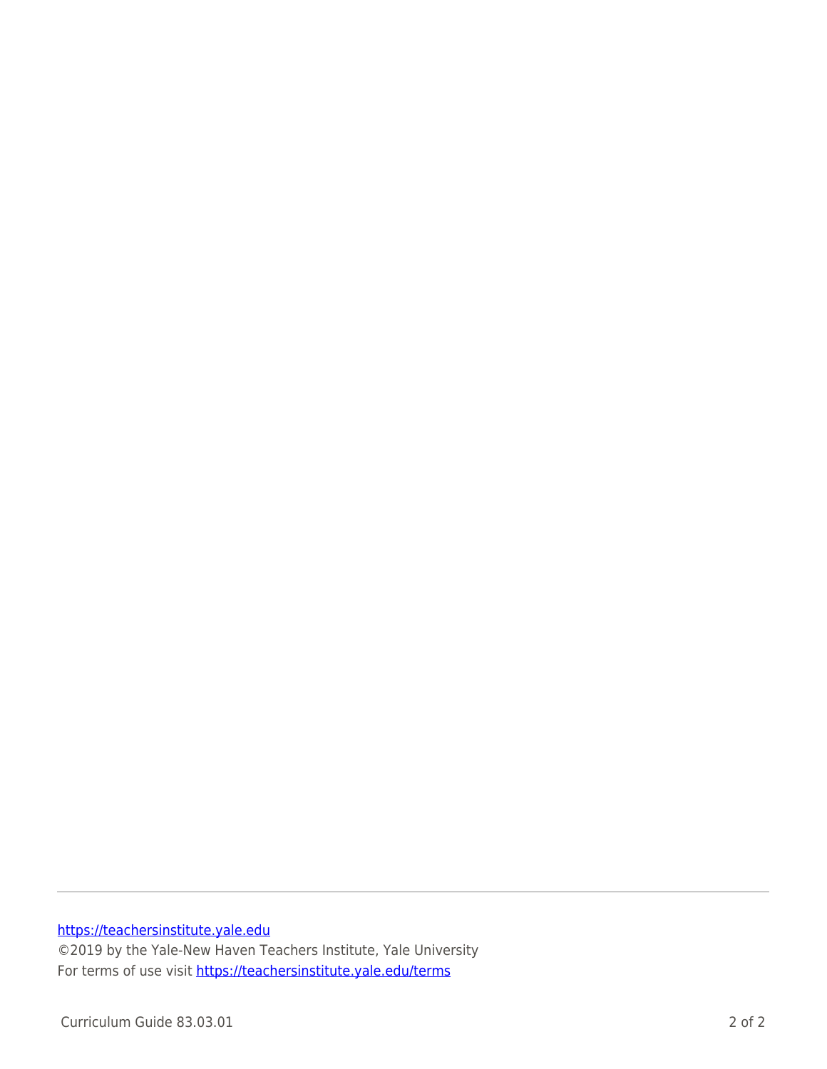https://teachersinstitute.yale.edu

©2019 by the Yale-New Haven Teachers Institute, Yale University

For terms of use visit https://teachersinstitute.yale.edu/terms